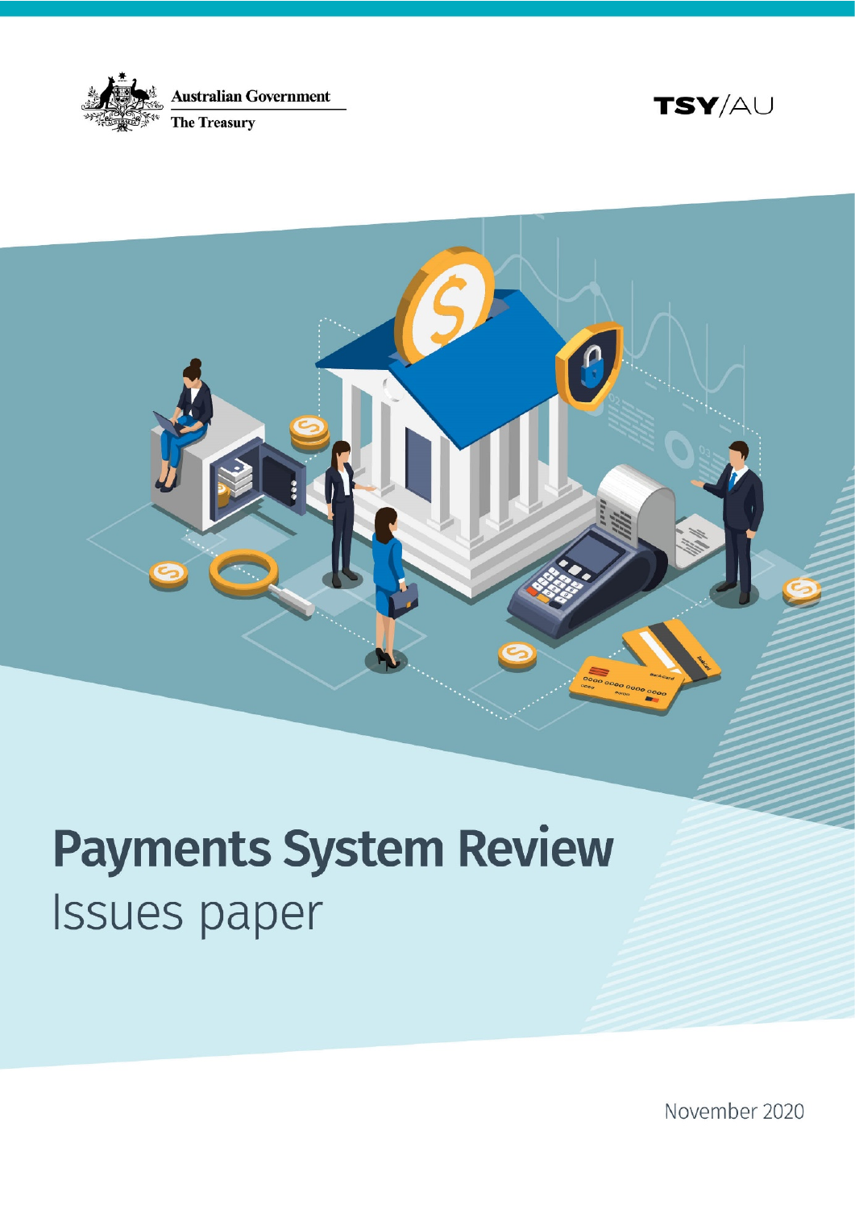Australian Government

The Treasury

TSY/AU

# Payments System Review

## Issues paper

November 2020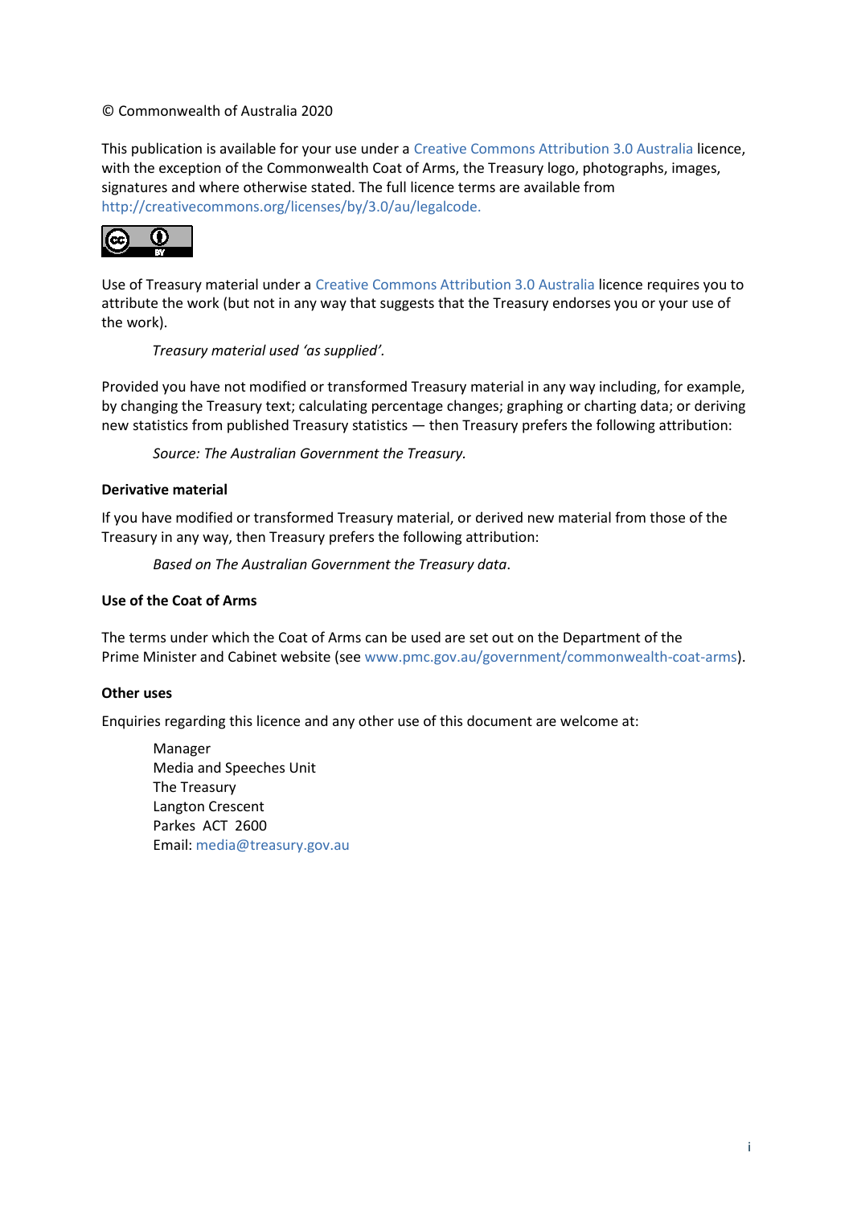© Commonwealth of Australia 2020

This publication is available for your use under a Creative Commons Attribution 3.0 Australia licence, with the exception of the Commonwealth Coat of Arms, the Treasury logo, photographs, images, signatures and where otherwise stated. The full licence terms are available from http://creativecommons.org/licenses/by/3.0/au/legalcode.

Use of Treasury material under a Creative Commons Attribution 3.0 Australia licence requires you to attribute the work (but not in any way that suggests that the Treasury endorses you or your use of the work).

> *Treasury material used 'as supplied'.*

Provided you have not modified or transformed Treasury material in any way including, for example, by changing the Treasury text; calculating percentage changes; graphing or charting data; or deriving new statistics from published Treasury statistics — then Treasury prefers the following attribution:

> *Source: The Australian Government the Treasury.*

**Derivative material**

If you have modified or transformed Treasury material, or derived new material from those of the Treasury in any way, then Treasury prefers the following attribution:

> *Based on The Australian Government the Treasury data*.

**Use of the Coat of Arms**

The terms under which the Coat of Arms can be used are set out on the Department of the Prime Minister and Cabinet website (see www.pmc.gov.au/government/commonwealth-coat-arms).

**Other uses**

Enquiries regarding this licence and any other use of this document are welcome at:

> Manager
> Media and Speeches Unit
> The Treasury
> Langton Crescent
> Parkes ACT 2600
> Email: media@treasury.gov.au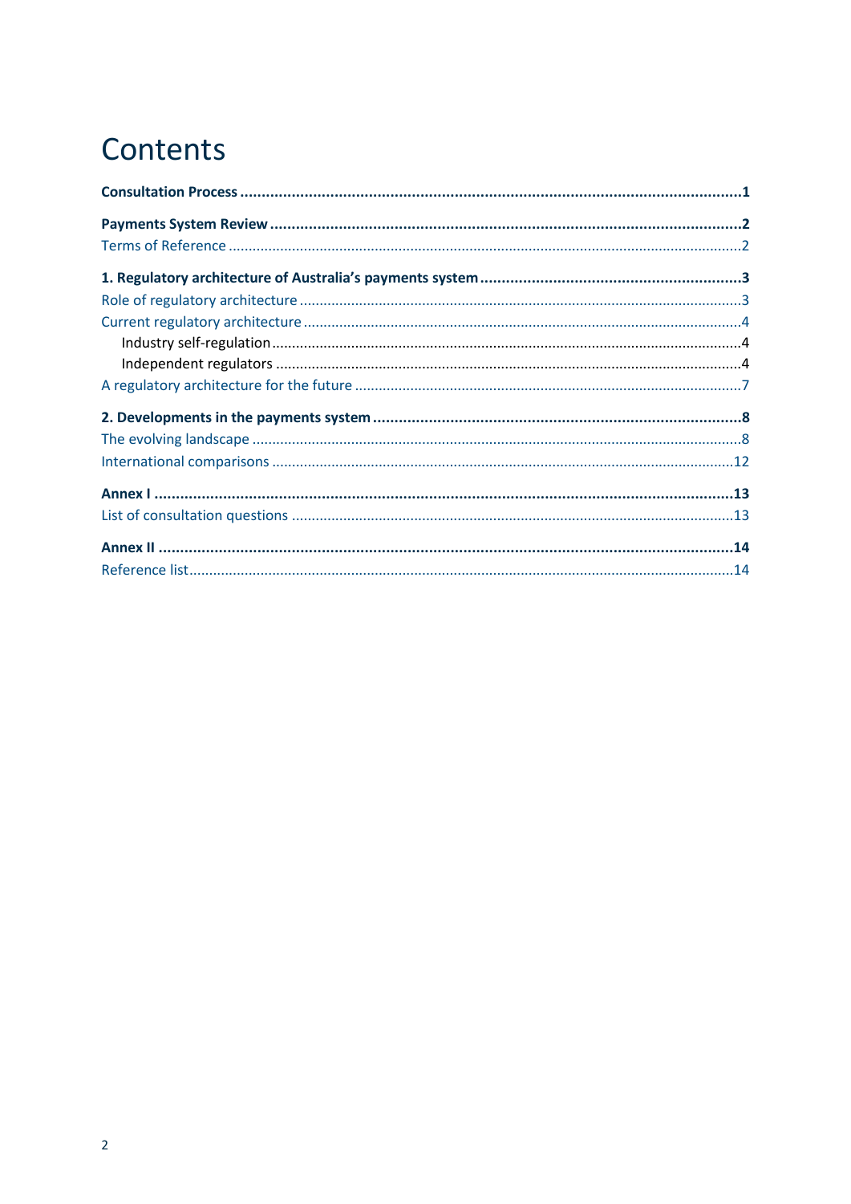# Contents

**Consultation Process** .......... **1**

**Payments System Review** .......... **2**

Terms of Reference .......... 2

**1. Regulatory architecture of Australia's payments system** .......... **3**

Role of regulatory architecture .......... 3

Current regulatory architecture .......... 4

- Industry self-regulation .......... 4
- Independent regulators .......... 4

A regulatory architecture for the future .......... 7

**2. Developments in the payments system** .......... **8**

The evolving landscape .......... 8

International comparisons .......... 12

**Annex I** .......... **13**

List of consultation questions .......... 13

**Annex II** .......... **14**

Reference list .......... 14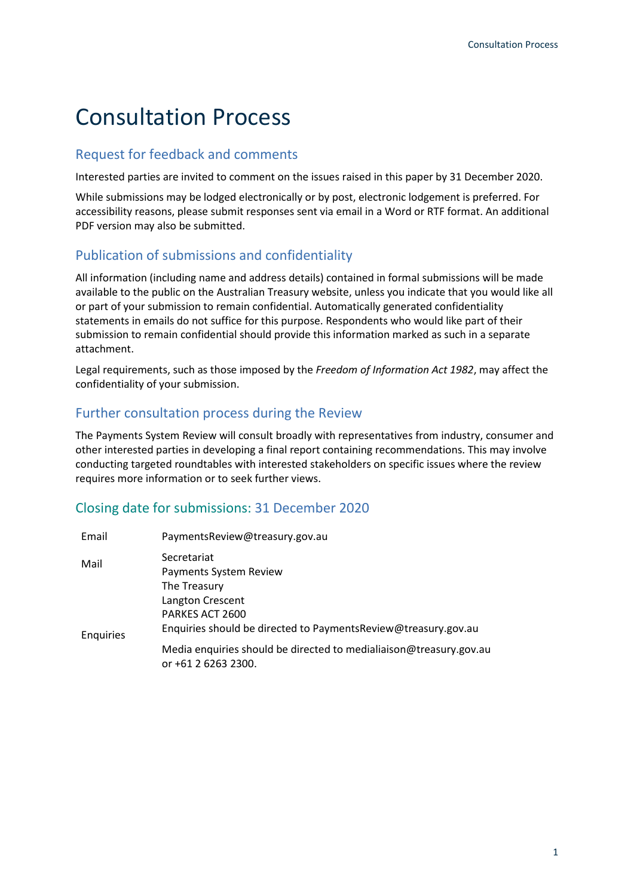# Consultation Process

## Request for feedback and comments

Interested parties are invited to comment on the issues raised in this paper by 31 December 2020.

While submissions may be lodged electronically or by post, electronic lodgement is preferred. For accessibility reasons, please submit responses sent via email in a Word or RTF format. An additional PDF version may also be submitted.

## Publication of submissions and confidentiality

All information (including name and address details) contained in formal submissions will be made available to the public on the Australian Treasury website, unless you indicate that you would like all or part of your submission to remain confidential. Automatically generated confidentiality statements in emails do not suffice for this purpose. Respondents who would like part of their submission to remain confidential should provide this information marked as such in a separate attachment.

Legal requirements, such as those imposed by the *Freedom of Information Act 1982*, may affect the confidentiality of your submission.

## Further consultation process during the Review

The Payments System Review will consult broadly with representatives from industry, consumer and other interested parties in developing a final report containing recommendations. This may involve conducting targeted roundtables with interested stakeholders on specific issues where the review requires more information or to seek further views.

## Closing date for submissions: 31 December 2020

| | |
|---|---|
| Email | PaymentsReview@treasury.gov.au |
| Mail | Secretariat<br>Payments System Review<br>The Treasury<br>Langton Crescent<br>PARKES ACT 2600 |
| Enquiries | Enquiries should be directed to PaymentsReview@treasury.gov.au<br><br>Media enquiries should be directed to medialiaison@treasury.gov.au or +61 2 6263 2300. |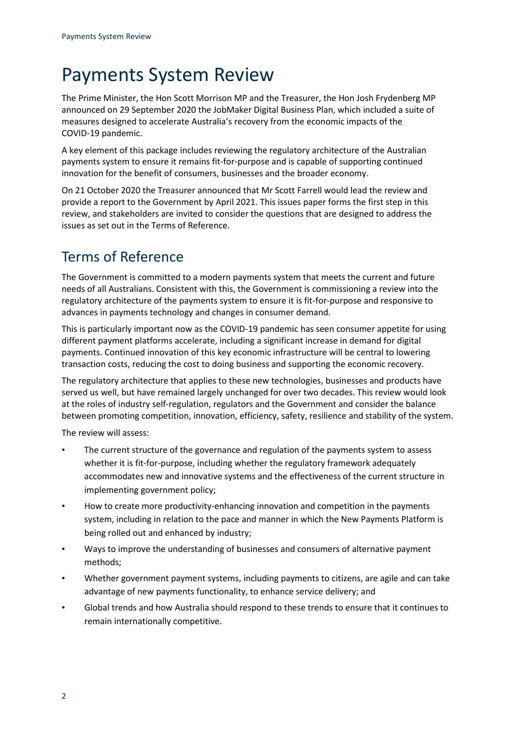# Payments System Review

The Prime Minister, the Hon Scott Morrison MP and the Treasurer, the Hon Josh Frydenberg MP announced on 29 September 2020 the JobMaker Digital Business Plan, which included a suite of measures designed to accelerate Australia's recovery from the economic impacts of the COVID-19 pandemic.

A key element of this package includes reviewing the regulatory architecture of the Australian payments system to ensure it remains fit-for-purpose and is capable of supporting continued innovation for the benefit of consumers, businesses and the broader economy.

On 21 October 2020 the Treasurer announced that Mr Scott Farrell would lead the review and provide a report to the Government by April 2021. This issues paper forms the first step in this review, and stakeholders are invited to consider the questions that are designed to address the issues as set out in the Terms of Reference.

## Terms of Reference

The Government is committed to a modern payments system that meets the current and future needs of all Australians. Consistent with this, the Government is commissioning a review into the regulatory architecture of the payments system to ensure it is fit-for-purpose and responsive to advances in payments technology and changes in consumer demand.

This is particularly important now as the COVID-19 pandemic has seen consumer appetite for using different payment platforms accelerate, including a significant increase in demand for digital payments. Continued innovation of this key economic infrastructure will be central to lowering transaction costs, reducing the cost to doing business and supporting the economic recovery.

The regulatory architecture that applies to these new technologies, businesses and products have served us well, but have remained largely unchanged for over two decades. This review would look at the roles of industry self-regulation, regulators and the Government and consider the balance between promoting competition, innovation, efficiency, safety, resilience and stability of the system.

The review will assess:

- The current structure of the governance and regulation of the payments system to assess whether it is fit-for-purpose, including whether the regulatory framework adequately accommodates new and innovative systems and the effectiveness of the current structure in implementing government policy;
- How to create more productivity-enhancing innovation and competition in the payments system, including in relation to the pace and manner in which the New Payments Platform is being rolled out and enhanced by industry;
- Ways to improve the understanding of businesses and consumers of alternative payment methods;
- Whether government payment systems, including payments to citizens, are agile and can take advantage of new payments functionality, to enhance service delivery; and
- Global trends and how Australia should respond to these trends to ensure that it continues to remain internationally competitive.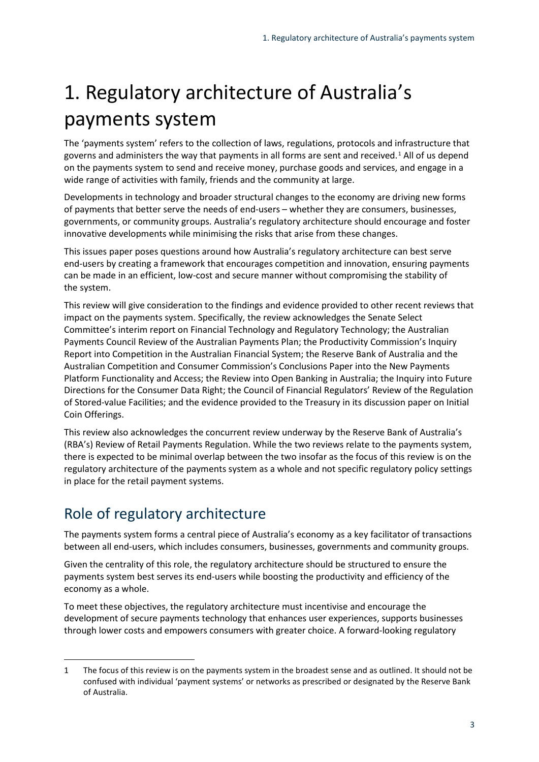# 1. Regulatory architecture of Australia's payments system

The 'payments system' refers to the collection of laws, regulations, protocols and infrastructure that governs and administers the way that payments in all forms are sent and received.[1] All of us depend on the payments system to send and receive money, purchase goods and services, and engage in a wide range of activities with family, friends and the community at large.

Developments in technology and broader structural changes to the economy are driving new forms of payments that better serve the needs of end-users – whether they are consumers, businesses, governments, or community groups. Australia's regulatory architecture should encourage and foster innovative developments while minimising the risks that arise from these changes.

This issues paper poses questions around how Australia's regulatory architecture can best serve end-users by creating a framework that encourages competition and innovation, ensuring payments can be made in an efficient, low-cost and secure manner without compromising the stability of the system.

This review will give consideration to the findings and evidence provided to other recent reviews that impact on the payments system. Specifically, the review acknowledges the Senate Select Committee's interim report on Financial Technology and Regulatory Technology; the Australian Payments Council Review of the Australian Payments Plan; the Productivity Commission's Inquiry Report into Competition in the Australian Financial System; the Reserve Bank of Australia and the Australian Competition and Consumer Commission's Conclusions Paper into the New Payments Platform Functionality and Access; the Review into Open Banking in Australia; the Inquiry into Future Directions for the Consumer Data Right; the Council of Financial Regulators' Review of the Regulation of Stored-value Facilities; and the evidence provided to the Treasury in its discussion paper on Initial Coin Offerings.

This review also acknowledges the concurrent review underway by the Reserve Bank of Australia's (RBA's) Review of Retail Payments Regulation. While the two reviews relate to the payments system, there is expected to be minimal overlap between the two insofar as the focus of this review is on the regulatory architecture of the payments system as a whole and not specific regulatory policy settings in place for the retail payment systems.

## Role of regulatory architecture

The payments system forms a central piece of Australia's economy as a key facilitator of transactions between all end-users, which includes consumers, businesses, governments and community groups.

Given the centrality of this role, the regulatory architecture should be structured to ensure the payments system best serves its end-users while boosting the productivity and efficiency of the economy as a whole.

To meet these objectives, the regulatory architecture must incentivise and encourage the development of secure payments technology that enhances user experiences, supports businesses through lower costs and empowers consumers with greater choice. A forward-looking regulatory

---

1 The focus of this review is on the payments system in the broadest sense and as outlined. It should not be confused with individual 'payment systems' or networks as prescribed or designated by the Reserve Bank of Australia.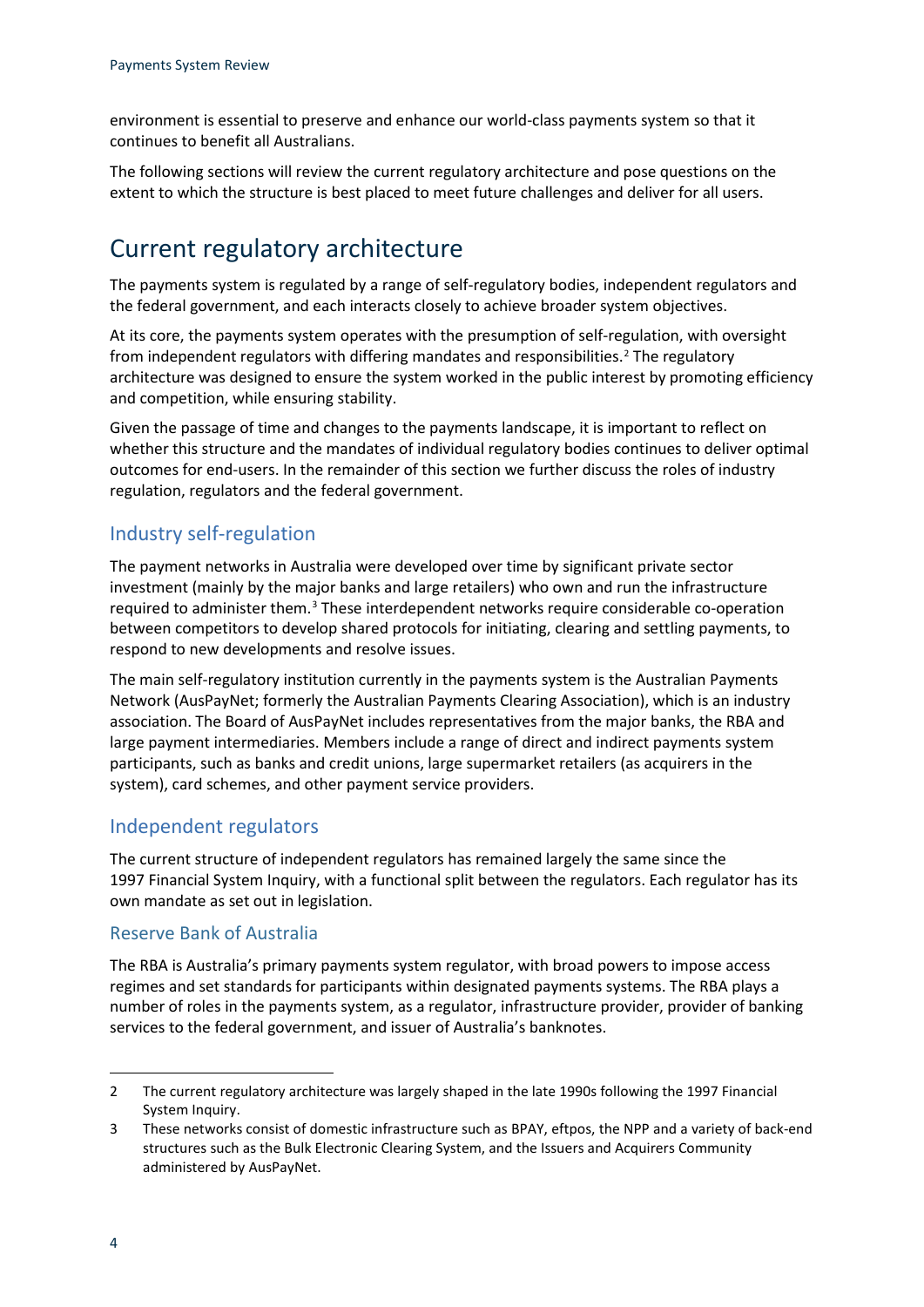environment is essential to preserve and enhance our world-class payments system so that it continues to benefit all Australians.

The following sections will review the current regulatory architecture and pose questions on the extent to which the structure is best placed to meet future challenges and deliver for all users.

# Current regulatory architecture

The payments system is regulated by a range of self-regulatory bodies, independent regulators and the federal government, and each interacts closely to achieve broader system objectives.

At its core, the payments system operates with the presumption of self-regulation, with oversight from independent regulators with differing mandates and responsibilities.[2] The regulatory architecture was designed to ensure the system worked in the public interest by promoting efficiency and competition, while ensuring stability.

Given the passage of time and changes to the payments landscape, it is important to reflect on whether this structure and the mandates of individual regulatory bodies continues to deliver optimal outcomes for end-users. In the remainder of this section we further discuss the roles of industry regulation, regulators and the federal government.

## Industry self-regulation

The payment networks in Australia were developed over time by significant private sector investment (mainly by the major banks and large retailers) who own and run the infrastructure required to administer them.[3] These interdependent networks require considerable co-operation between competitors to develop shared protocols for initiating, clearing and settling payments, to respond to new developments and resolve issues.

The main self-regulatory institution currently in the payments system is the Australian Payments Network (AusPayNet; formerly the Australian Payments Clearing Association), which is an industry association. The Board of AusPayNet includes representatives from the major banks, the RBA and large payment intermediaries. Members include a range of direct and indirect payments system participants, such as banks and credit unions, large supermarket retailers (as acquirers in the system), card schemes, and other payment service providers.

## Independent regulators

The current structure of independent regulators has remained largely the same since the 1997 Financial System Inquiry, with a functional split between the regulators. Each regulator has its own mandate as set out in legislation.

### Reserve Bank of Australia

The RBA is Australia's primary payments system regulator, with broad powers to impose access regimes and set standards for participants within designated payments systems. The RBA plays a number of roles in the payments system, as a regulator, infrastructure provider, provider of banking services to the federal government, and issuer of Australia's banknotes.

---

2 The current regulatory architecture was largely shaped in the late 1990s following the 1997 Financial System Inquiry.

3 These networks consist of domestic infrastructure such as BPAY, eftpos, the NPP and a variety of back-end structures such as the Bulk Electronic Clearing System, and the Issuers and Acquirers Community administered by AusPayNet.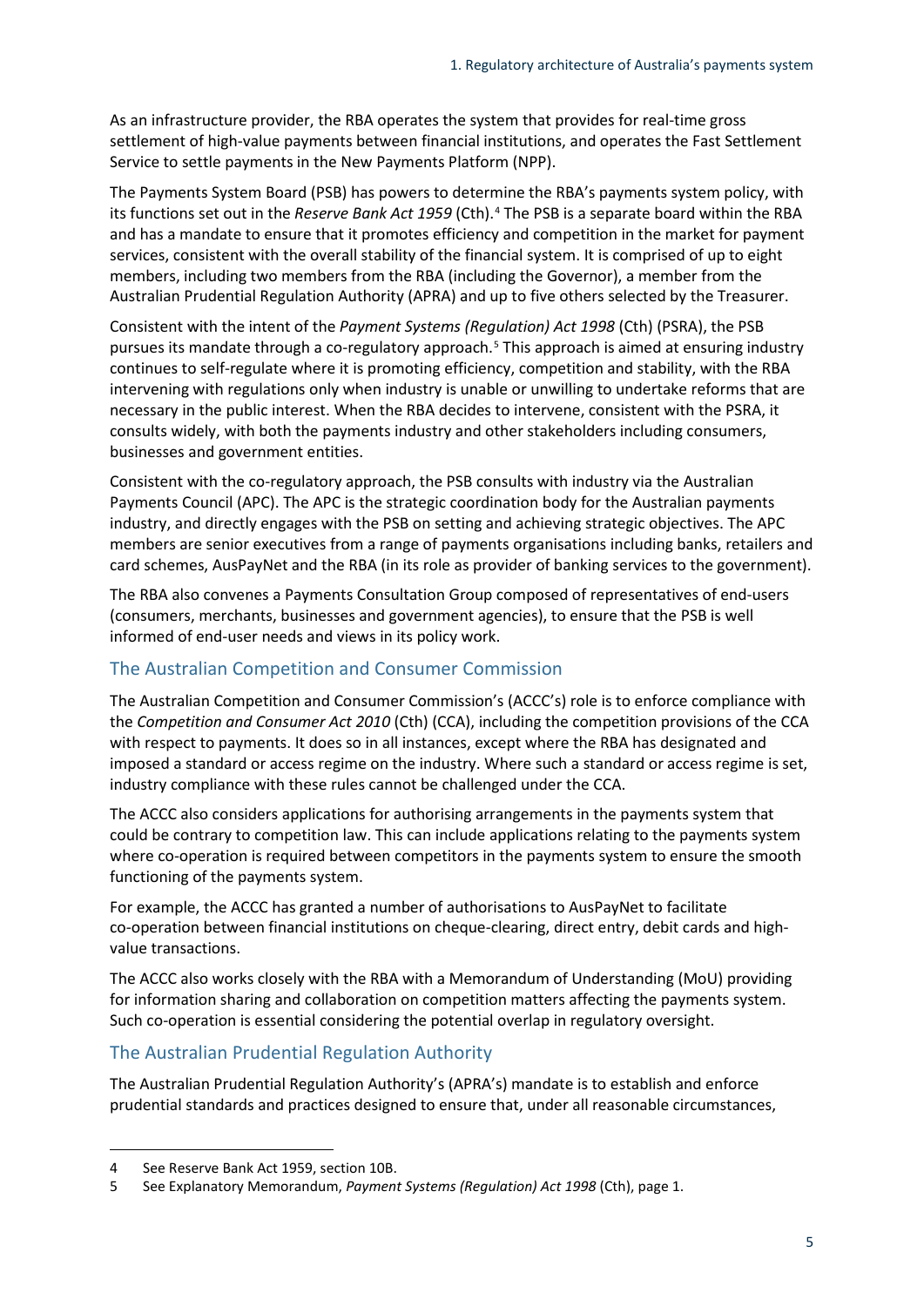As an infrastructure provider, the RBA operates the system that provides for real-time gross settlement of high-value payments between financial institutions, and operates the Fast Settlement Service to settle payments in the New Payments Platform (NPP).

The Payments System Board (PSB) has powers to determine the RBA's payments system policy, with its functions set out in the *Reserve Bank Act 1959* (Cth).[4] The PSB is a separate board within the RBA and has a mandate to ensure that it promotes efficiency and competition in the market for payment services, consistent with the overall stability of the financial system. It is comprised of up to eight members, including two members from the RBA (including the Governor), a member from the Australian Prudential Regulation Authority (APRA) and up to five others selected by the Treasurer.

Consistent with the intent of the *Payment Systems (Regulation) Act 1998* (Cth) (PSRA), the PSB pursues its mandate through a co-regulatory approach.[5] This approach is aimed at ensuring industry continues to self-regulate where it is promoting efficiency, competition and stability, with the RBA intervening with regulations only when industry is unable or unwilling to undertake reforms that are necessary in the public interest. When the RBA decides to intervene, consistent with the PSRA, it consults widely, with both the payments industry and other stakeholders including consumers, businesses and government entities.

Consistent with the co-regulatory approach, the PSB consults with industry via the Australian Payments Council (APC). The APC is the strategic coordination body for the Australian payments industry, and directly engages with the PSB on setting and achieving strategic objectives. The APC members are senior executives from a range of payments organisations including banks, retailers and card schemes, AusPayNet and the RBA (in its role as provider of banking services to the government).

The RBA also convenes a Payments Consultation Group composed of representatives of end-users (consumers, merchants, businesses and government agencies), to ensure that the PSB is well informed of end-user needs and views in its policy work.

## The Australian Competition and Consumer Commission

The Australian Competition and Consumer Commission's (ACCC's) role is to enforce compliance with the *Competition and Consumer Act 2010* (Cth) (CCA), including the competition provisions of the CCA with respect to payments. It does so in all instances, except where the RBA has designated and imposed a standard or access regime on the industry. Where such a standard or access regime is set, industry compliance with these rules cannot be challenged under the CCA.

The ACCC also considers applications for authorising arrangements in the payments system that could be contrary to competition law. This can include applications relating to the payments system where co-operation is required between competitors in the payments system to ensure the smooth functioning of the payments system.

For example, the ACCC has granted a number of authorisations to AusPayNet to facilitate co-operation between financial institutions on cheque-clearing, direct entry, debit cards and high-value transactions.

The ACCC also works closely with the RBA with a Memorandum of Understanding (MoU) providing for information sharing and collaboration on competition matters affecting the payments system. Such co-operation is essential considering the potential overlap in regulatory oversight.

## The Australian Prudential Regulation Authority

The Australian Prudential Regulation Authority's (APRA's) mandate is to establish and enforce prudential standards and practices designed to ensure that, under all reasonable circumstances,

---

4 See Reserve Bank Act 1959, section 10B.

5 See Explanatory Memorandum, *Payment Systems (Regulation) Act 1998* (Cth), page 1.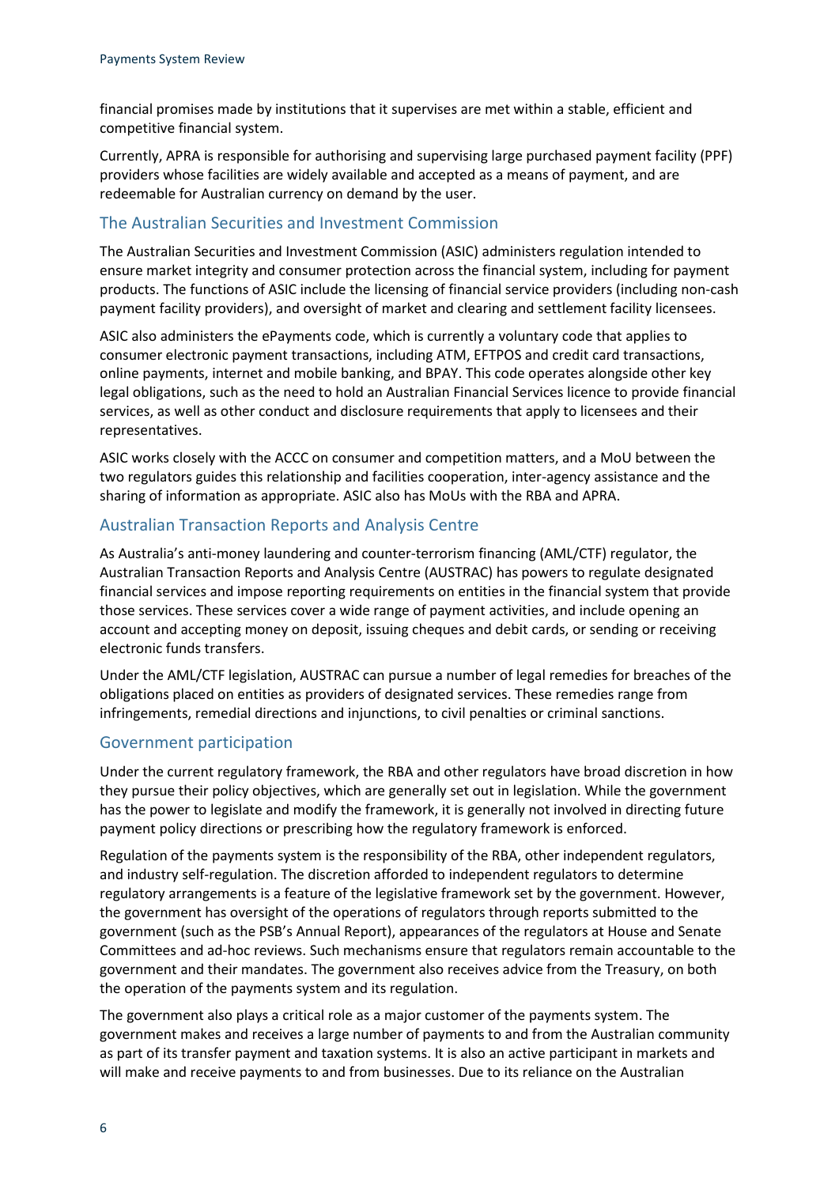financial promises made by institutions that it supervises are met within a stable, efficient and competitive financial system.

Currently, APRA is responsible for authorising and supervising large purchased payment facility (PPF) providers whose facilities are widely available and accepted as a means of payment, and are redeemable for Australian currency on demand by the user.

### The Australian Securities and Investment Commission

The Australian Securities and Investment Commission (ASIC) administers regulation intended to ensure market integrity and consumer protection across the financial system, including for payment products. The functions of ASIC include the licensing of financial service providers (including non-cash payment facility providers), and oversight of market and clearing and settlement facility licensees.

ASIC also administers the ePayments code, which is currently a voluntary code that applies to consumer electronic payment transactions, including ATM, EFTPOS and credit card transactions, online payments, internet and mobile banking, and BPAY. This code operates alongside other key legal obligations, such as the need to hold an Australian Financial Services licence to provide financial services, as well as other conduct and disclosure requirements that apply to licensees and their representatives.

ASIC works closely with the ACCC on consumer and competition matters, and a MoU between the two regulators guides this relationship and facilities cooperation, inter-agency assistance and the sharing of information as appropriate. ASIC also has MoUs with the RBA and APRA.

### Australian Transaction Reports and Analysis Centre

As Australia's anti-money laundering and counter-terrorism financing (AML/CTF) regulator, the Australian Transaction Reports and Analysis Centre (AUSTRAC) has powers to regulate designated financial services and impose reporting requirements on entities in the financial system that provide those services. These services cover a wide range of payment activities, and include opening an account and accepting money on deposit, issuing cheques and debit cards, or sending or receiving electronic funds transfers.

Under the AML/CTF legislation, AUSTRAC can pursue a number of legal remedies for breaches of the obligations placed on entities as providers of designated services. These remedies range from infringements, remedial directions and injunctions, to civil penalties or criminal sanctions.

### Government participation

Under the current regulatory framework, the RBA and other regulators have broad discretion in how they pursue their policy objectives, which are generally set out in legislation. While the government has the power to legislate and modify the framework, it is generally not involved in directing future payment policy directions or prescribing how the regulatory framework is enforced.

Regulation of the payments system is the responsibility of the RBA, other independent regulators, and industry self-regulation. The discretion afforded to independent regulators to determine regulatory arrangements is a feature of the legislative framework set by the government. However, the government has oversight of the operations of regulators through reports submitted to the government (such as the PSB's Annual Report), appearances of the regulators at House and Senate Committees and ad-hoc reviews. Such mechanisms ensure that regulators remain accountable to the government and their mandates. The government also receives advice from the Treasury, on both the operation of the payments system and its regulation.

The government also plays a critical role as a major customer of the payments system. The government makes and receives a large number of payments to and from the Australian community as part of its transfer payment and taxation systems. It is also an active participant in markets and will make and receive payments to and from businesses. Due to its reliance on the Australian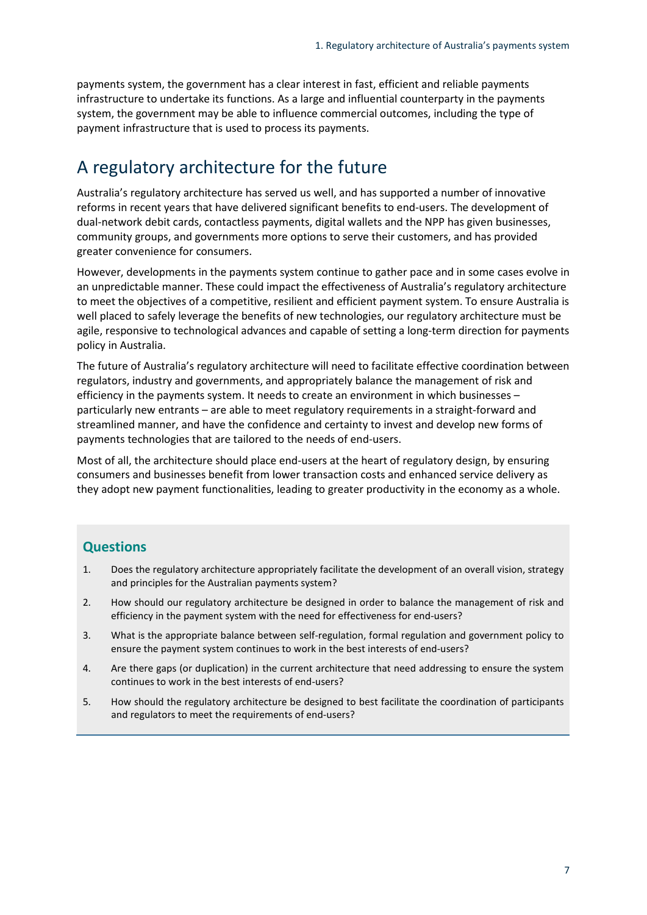payments system, the government has a clear interest in fast, efficient and reliable payments infrastructure to undertake its functions. As a large and influential counterparty in the payments system, the government may be able to influence commercial outcomes, including the type of payment infrastructure that is used to process its payments.

## A regulatory architecture for the future

Australia's regulatory architecture has served us well, and has supported a number of innovative reforms in recent years that have delivered significant benefits to end-users. The development of dual-network debit cards, contactless payments, digital wallets and the NPP has given businesses, community groups, and governments more options to serve their customers, and has provided greater convenience for consumers.

However, developments in the payments system continue to gather pace and in some cases evolve in an unpredictable manner. These could impact the effectiveness of Australia's regulatory architecture to meet the objectives of a competitive, resilient and efficient payment system. To ensure Australia is well placed to safely leverage the benefits of new technologies, our regulatory architecture must be agile, responsive to technological advances and capable of setting a long-term direction for payments policy in Australia.

The future of Australia's regulatory architecture will need to facilitate effective coordination between regulators, industry and governments, and appropriately balance the management of risk and efficiency in the payments system. It needs to create an environment in which businesses – particularly new entrants – are able to meet regulatory requirements in a straight-forward and streamlined manner, and have the confidence and certainty to invest and develop new forms of payments technologies that are tailored to the needs of end-users.

Most of all, the architecture should place end-users at the heart of regulatory design, by ensuring consumers and businesses benefit from lower transaction costs and enhanced service delivery as they adopt new payment functionalities, leading to greater productivity in the economy as a whole.

### Questions

1. Does the regulatory architecture appropriately facilitate the development of an overall vision, strategy and principles for the Australian payments system?
2. How should our regulatory architecture be designed in order to balance the management of risk and efficiency in the payment system with the need for effectiveness for end-users?
3. What is the appropriate balance between self-regulation, formal regulation and government policy to ensure the payment system continues to work in the best interests of end-users?
4. Are there gaps (or duplication) in the current architecture that need addressing to ensure the system continues to work in the best interests of end-users?
5. How should the regulatory architecture be designed to best facilitate the coordination of participants and regulators to meet the requirements of end-users?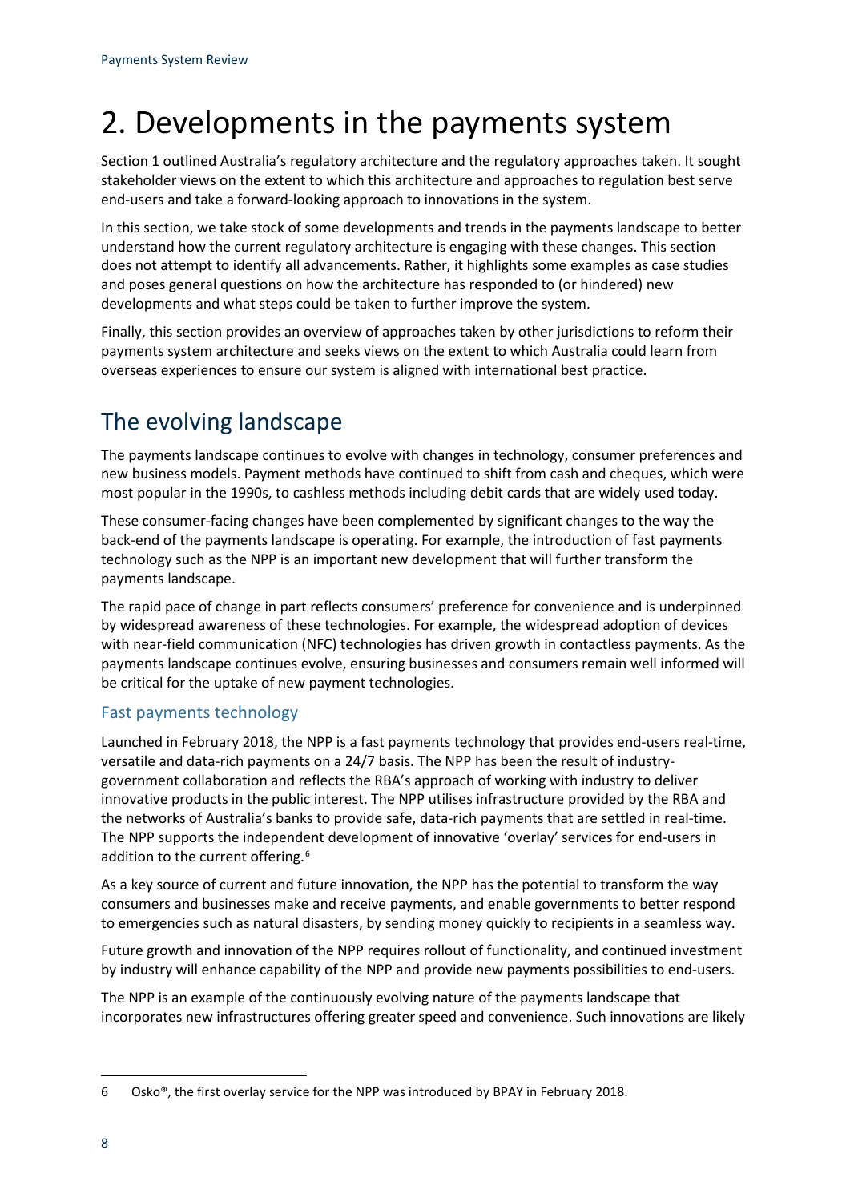# 2. Developments in the payments system

Section 1 outlined Australia's regulatory architecture and the regulatory approaches taken. It sought stakeholder views on the extent to which this architecture and approaches to regulation best serve end-users and take a forward-looking approach to innovations in the system.

In this section, we take stock of some developments and trends in the payments landscape to better understand how the current regulatory architecture is engaging with these changes. This section does not attempt to identify all advancements. Rather, it highlights some examples as case studies and poses general questions on how the architecture has responded to (or hindered) new developments and what steps could be taken to further improve the system.

Finally, this section provides an overview of approaches taken by other jurisdictions to reform their payments system architecture and seeks views on the extent to which Australia could learn from overseas experiences to ensure our system is aligned with international best practice.

## The evolving landscape

The payments landscape continues to evolve with changes in technology, consumer preferences and new business models. Payment methods have continued to shift from cash and cheques, which were most popular in the 1990s, to cashless methods including debit cards that are widely used today.

These consumer-facing changes have been complemented by significant changes to the way the back-end of the payments landscape is operating. For example, the introduction of fast payments technology such as the NPP is an important new development that will further transform the payments landscape.

The rapid pace of change in part reflects consumers' preference for convenience and is underpinned by widespread awareness of these technologies. For example, the widespread adoption of devices with near-field communication (NFC) technologies has driven growth in contactless payments. As the payments landscape continues evolve, ensuring businesses and consumers remain well informed will be critical for the uptake of new payment technologies.

### Fast payments technology

Launched in February 2018, the NPP is a fast payments technology that provides end-users real-time, versatile and data-rich payments on a 24/7 basis. The NPP has been the result of industry-government collaboration and reflects the RBA's approach of working with industry to deliver innovative products in the public interest. The NPP utilises infrastructure provided by the RBA and the networks of Australia's banks to provide safe, data-rich payments that are settled in real-time. The NPP supports the independent development of innovative 'overlay' services for end-users in addition to the current offering.[6]

As a key source of current and future innovation, the NPP has the potential to transform the way consumers and businesses make and receive payments, and enable governments to better respond to emergencies such as natural disasters, by sending money quickly to recipients in a seamless way.

Future growth and innovation of the NPP requires rollout of functionality, and continued investment by industry will enhance capability of the NPP and provide new payments possibilities to end-users.

The NPP is an example of the continuously evolving nature of the payments landscape that incorporates new infrastructures offering greater speed and convenience. Such innovations are likely

6 Osko®, the first overlay service for the NPP was introduced by BPAY in February 2018.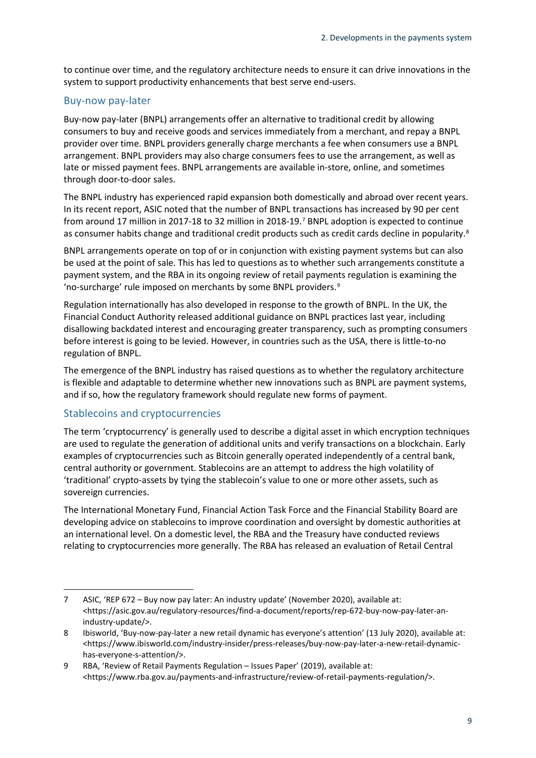to continue over time, and the regulatory architecture needs to ensure it can drive innovations in the system to support productivity enhancements that best serve end-users.

## Buy-now pay-later

Buy-now pay-later (BNPL) arrangements offer an alternative to traditional credit by allowing consumers to buy and receive goods and services immediately from a merchant, and repay a BNPL provider over time. BNPL providers generally charge merchants a fee when consumers use a BNPL arrangement. BNPL providers may also charge consumers fees to use the arrangement, as well as late or missed payment fees. BNPL arrangements are available in-store, online, and sometimes through door-to-door sales.

The BNPL industry has experienced rapid expansion both domestically and abroad over recent years. In its recent report, ASIC noted that the number of BNPL transactions has increased by 90 per cent from around 17 million in 2017-18 to 32 million in 2018-19.[7] BNPL adoption is expected to continue as consumer habits change and traditional credit products such as credit cards decline in popularity.[8]

BNPL arrangements operate on top of or in conjunction with existing payment systems but can also be used at the point of sale. This has led to questions as to whether such arrangements constitute a payment system, and the RBA in its ongoing review of retail payments regulation is examining the 'no-surcharge' rule imposed on merchants by some BNPL providers.[9]

Regulation internationally has also developed in response to the growth of BNPL. In the UK, the Financial Conduct Authority released additional guidance on BNPL practices last year, including disallowing backdated interest and encouraging greater transparency, such as prompting consumers before interest is going to be levied. However, in countries such as the USA, there is little-to-no regulation of BNPL.

The emergence of the BNPL industry has raised questions as to whether the regulatory architecture is flexible and adaptable to determine whether new innovations such as BNPL are payment systems, and if so, how the regulatory framework should regulate new forms of payment.

## Stablecoins and cryptocurrencies

The term 'cryptocurrency' is generally used to describe a digital asset in which encryption techniques are used to regulate the generation of additional units and verify transactions on a blockchain. Early examples of cryptocurrencies such as Bitcoin generally operated independently of a central bank, central authority or government. Stablecoins are an attempt to address the high volatility of 'traditional' crypto-assets by tying the stablecoin's value to one or more other assets, such as sovereign currencies.

The International Monetary Fund, Financial Action Task Force and the Financial Stability Board are developing advice on stablecoins to improve coordination and oversight by domestic authorities at an international level. On a domestic level, the RBA and the Treasury have conducted reviews relating to cryptocurrencies more generally. The RBA has released an evaluation of Retail Central

---

7 ASIC, 'REP 672 – Buy now pay later: An industry update' (November 2020), available at: <https://asic.gov.au/regulatory-resources/find-a-document/reports/rep-672-buy-now-pay-later-an-industry-update/>.

8 Ibisworld, 'Buy-now-pay-later a new retail dynamic has everyone's attention' (13 July 2020), available at: <https://www.ibisworld.com/industry-insider/press-releases/buy-now-pay-later-a-new-retail-dynamic-has-everyone-s-attention/>.

9 RBA, 'Review of Retail Payments Regulation – Issues Paper' (2019), available at: <https://www.rba.gov.au/payments-and-infrastructure/review-of-retail-payments-regulation/>.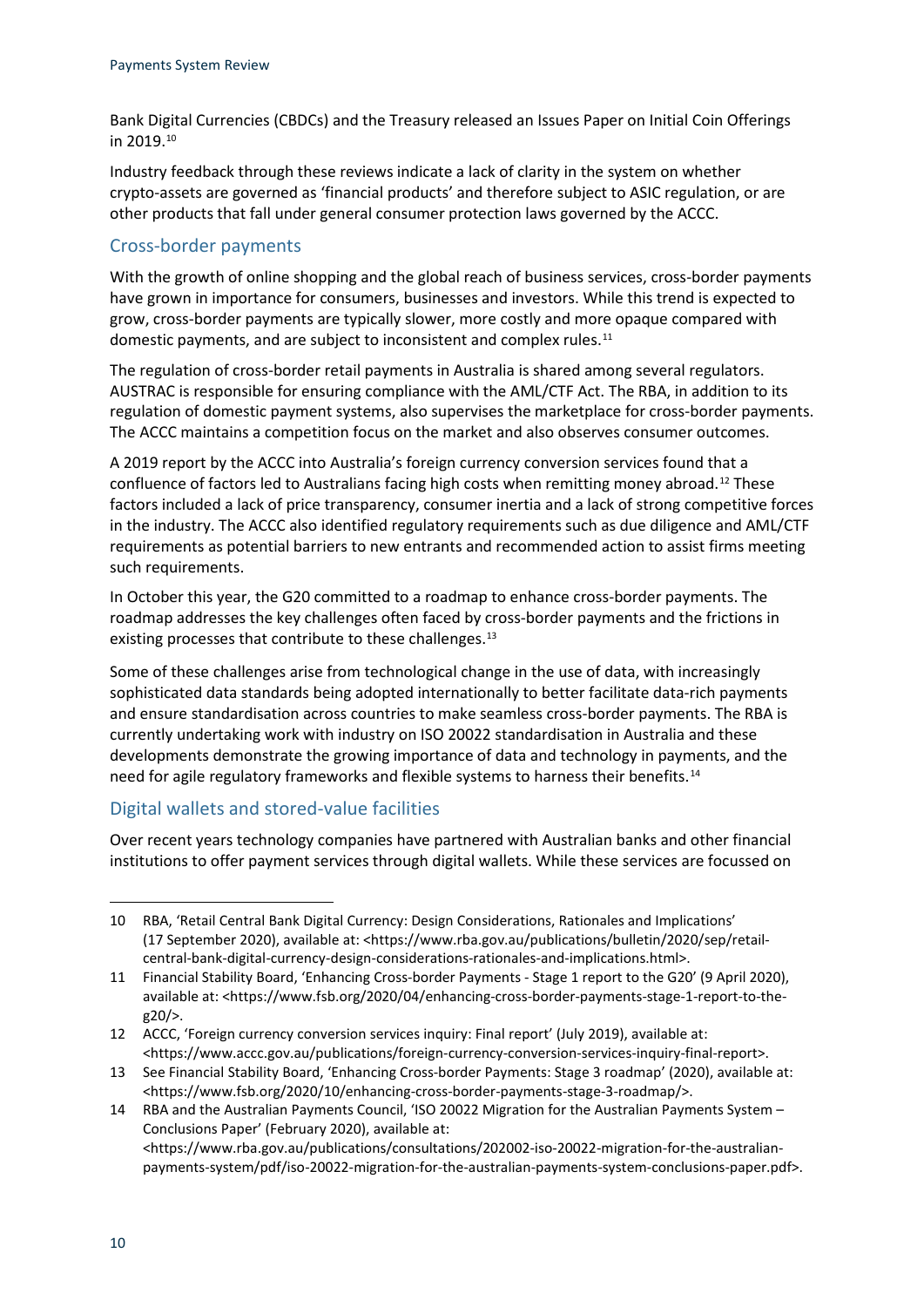Bank Digital Currencies (CBDCs) and the Treasury released an Issues Paper on Initial Coin Offerings in 2019.[10]

Industry feedback through these reviews indicate a lack of clarity in the system on whether crypto-assets are governed as 'financial products' and therefore subject to ASIC regulation, or are other products that fall under general consumer protection laws governed by the ACCC.

## Cross-border payments

With the growth of online shopping and the global reach of business services, cross-border payments have grown in importance for consumers, businesses and investors. While this trend is expected to grow, cross-border payments are typically slower, more costly and more opaque compared with domestic payments, and are subject to inconsistent and complex rules.[11]

The regulation of cross-border retail payments in Australia is shared among several regulators. AUSTRAC is responsible for ensuring compliance with the AML/CTF Act. The RBA, in addition to its regulation of domestic payment systems, also supervises the marketplace for cross-border payments. The ACCC maintains a competition focus on the market and also observes consumer outcomes.

A 2019 report by the ACCC into Australia's foreign currency conversion services found that a confluence of factors led to Australians facing high costs when remitting money abroad.[12] These factors included a lack of price transparency, consumer inertia and a lack of strong competitive forces in the industry. The ACCC also identified regulatory requirements such as due diligence and AML/CTF requirements as potential barriers to new entrants and recommended action to assist firms meeting such requirements.

In October this year, the G20 committed to a roadmap to enhance cross-border payments. The roadmap addresses the key challenges often faced by cross-border payments and the frictions in existing processes that contribute to these challenges.[13]

Some of these challenges arise from technological change in the use of data, with increasingly sophisticated data standards being adopted internationally to better facilitate data-rich payments and ensure standardisation across countries to make seamless cross-border payments. The RBA is currently undertaking work with industry on ISO 20022 standardisation in Australia and these developments demonstrate the growing importance of data and technology in payments, and the need for agile regulatory frameworks and flexible systems to harness their benefits.[14]

## Digital wallets and stored-value facilities

Over recent years technology companies have partnered with Australian banks and other financial institutions to offer payment services through digital wallets. While these services are focussed on

---

10 RBA, 'Retail Central Bank Digital Currency: Design Considerations, Rationales and Implications' (17 September 2020), available at: <https://www.rba.gov.au/publications/bulletin/2020/sep/retail-central-bank-digital-currency-design-considerations-rationales-and-implications.html>.

11 Financial Stability Board, 'Enhancing Cross-border Payments - Stage 1 report to the G20' (9 April 2020), available at: <https://www.fsb.org/2020/04/enhancing-cross-border-payments-stage-1-report-to-the-g20/>.

12 ACCC, 'Foreign currency conversion services inquiry: Final report' (July 2019), available at: <https://www.accc.gov.au/publications/foreign-currency-conversion-services-inquiry-final-report>.

13 See Financial Stability Board, 'Enhancing Cross-border Payments: Stage 3 roadmap' (2020), available at: <https://www.fsb.org/2020/10/enhancing-cross-border-payments-stage-3-roadmap/>.

14 RBA and the Australian Payments Council, 'ISO 20022 Migration for the Australian Payments System – Conclusions Paper' (February 2020), available at: <https://www.rba.gov.au/publications/consultations/202002-iso-20022-migration-for-the-australian-payments-system/pdf/iso-20022-migration-for-the-australian-payments-system-conclusions-paper.pdf>.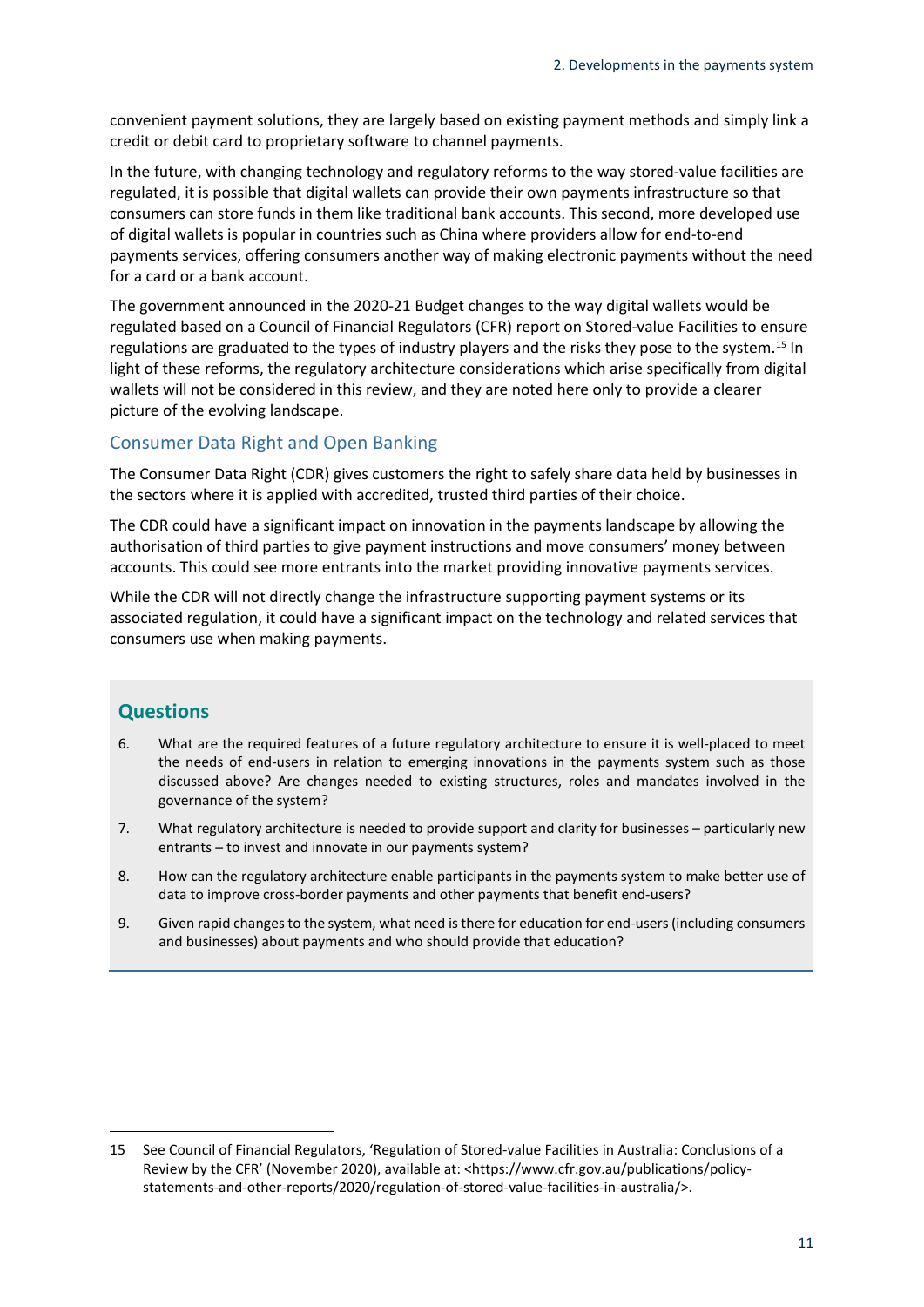convenient payment solutions, they are largely based on existing payment methods and simply link a credit or debit card to proprietary software to channel payments.

In the future, with changing technology and regulatory reforms to the way stored-value facilities are regulated, it is possible that digital wallets can provide their own payments infrastructure so that consumers can store funds in them like traditional bank accounts. This second, more developed use of digital wallets is popular in countries such as China where providers allow for end-to-end payments services, offering consumers another way of making electronic payments without the need for a card or a bank account.

The government announced in the 2020-21 Budget changes to the way digital wallets would be regulated based on a Council of Financial Regulators (CFR) report on Stored-value Facilities to ensure regulations are graduated to the types of industry players and the risks they pose to the system.[15] In light of these reforms, the regulatory architecture considerations which arise specifically from digital wallets will not be considered in this review, and they are noted here only to provide a clearer picture of the evolving landscape.

### Consumer Data Right and Open Banking

The Consumer Data Right (CDR) gives customers the right to safely share data held by businesses in the sectors where it is applied with accredited, trusted third parties of their choice.

The CDR could have a significant impact on innovation in the payments landscape by allowing the authorisation of third parties to give payment instructions and move consumers' money between accounts. This could see more entrants into the market providing innovative payments services.

While the CDR will not directly change the infrastructure supporting payment systems or its associated regulation, it could have a significant impact on the technology and related services that consumers use when making payments.

## Questions

6. What are the required features of a future regulatory architecture to ensure it is well-placed to meet the needs of end-users in relation to emerging innovations in the payments system such as those discussed above? Are changes needed to existing structures, roles and mandates involved in the governance of the system?
7. What regulatory architecture is needed to provide support and clarity for businesses – particularly new entrants – to invest and innovate in our payments system?
8. How can the regulatory architecture enable participants in the payments system to make better use of data to improve cross-border payments and other payments that benefit end-users?
9. Given rapid changes to the system, what need is there for education for end-users (including consumers and businesses) about payments and who should provide that education?

---

15 See Council of Financial Regulators, 'Regulation of Stored-value Facilities in Australia: Conclusions of a Review by the CFR' (November 2020), available at: <https://www.cfr.gov.au/publications/policy-statements-and-other-reports/2020/regulation-of-stored-value-facilities-in-australia/>.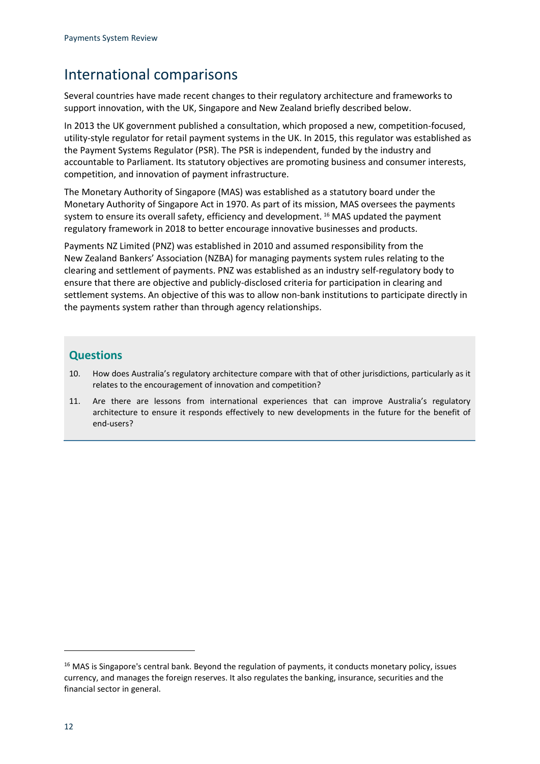## International comparisons

Several countries have made recent changes to their regulatory architecture and frameworks to support innovation, with the UK, Singapore and New Zealand briefly described below.

In 2013 the UK government published a consultation, which proposed a new, competition-focused, utility-style regulator for retail payment systems in the UK. In 2015, this regulator was established as the Payment Systems Regulator (PSR). The PSR is independent, funded by the industry and accountable to Parliament. Its statutory objectives are promoting business and consumer interests, competition, and innovation of payment infrastructure.

The Monetary Authority of Singapore (MAS) was established as a statutory board under the Monetary Authority of Singapore Act in 1970. As part of its mission, MAS oversees the payments system to ensure its overall safety, efficiency and development. [16] MAS updated the payment regulatory framework in 2018 to better encourage innovative businesses and products.

Payments NZ Limited (PNZ) was established in 2010 and assumed responsibility from the New Zealand Bankers' Association (NZBA) for managing payments system rules relating to the clearing and settlement of payments. PNZ was established as an industry self-regulatory body to ensure that there are objective and publicly-disclosed criteria for participation in clearing and settlement systems. An objective of this was to allow non-bank institutions to participate directly in the payments system rather than through agency relationships.

### Questions

10. How does Australia's regulatory architecture compare with that of other jurisdictions, particularly as it relates to the encouragement of innovation and competition?
11. Are there are lessons from international experiences that can improve Australia's regulatory architecture to ensure it responds effectively to new developments in the future for the benefit of end-users?

---

[16] MAS is Singapore's central bank. Beyond the regulation of payments, it conducts monetary policy, issues currency, and manages the foreign reserves. It also regulates the banking, insurance, securities and the financial sector in general.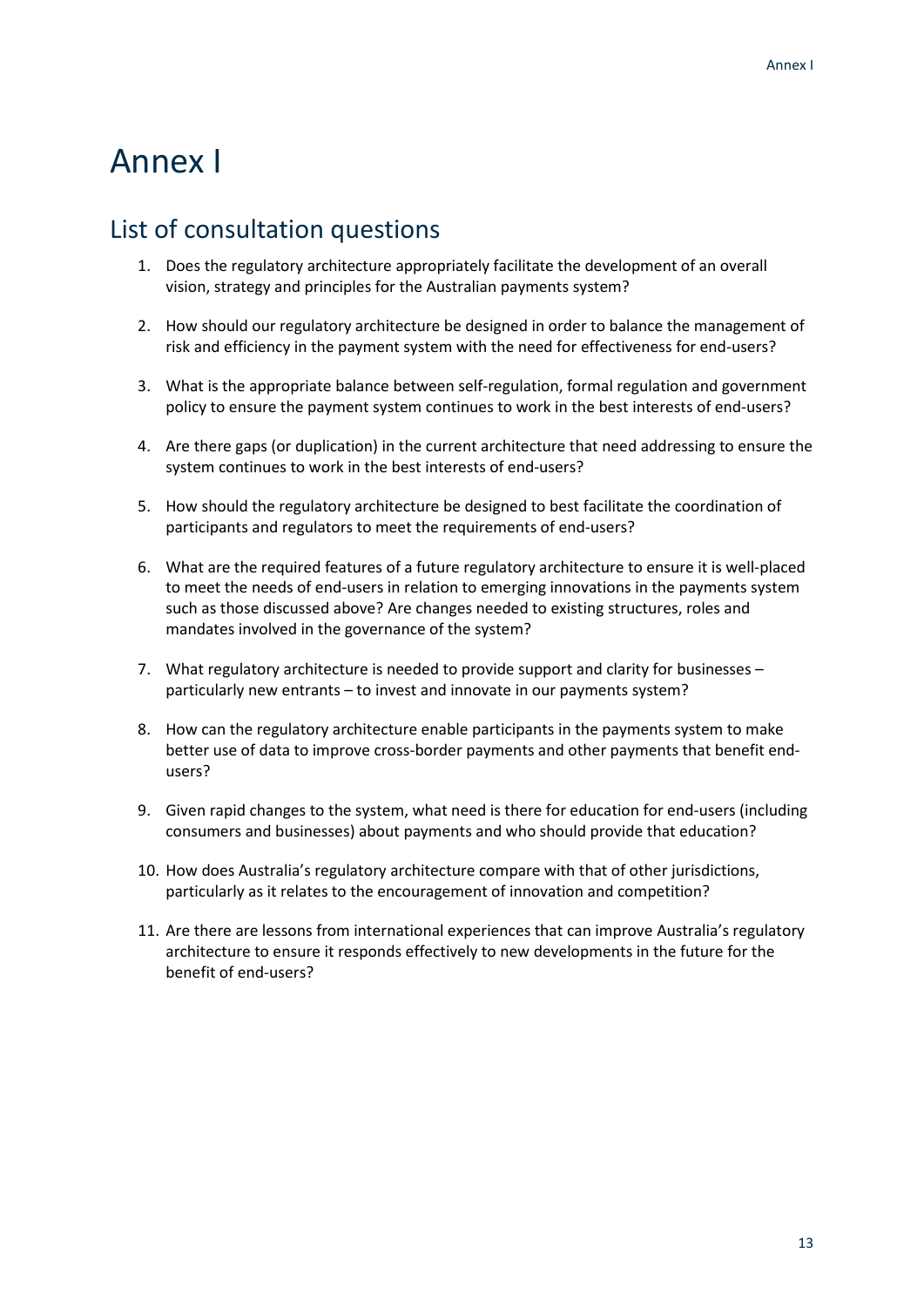# Annex I

## List of consultation questions

1. Does the regulatory architecture appropriately facilitate the development of an overall vision, strategy and principles for the Australian payments system?

2. How should our regulatory architecture be designed in order to balance the management of risk and efficiency in the payment system with the need for effectiveness for end-users?

3. What is the appropriate balance between self-regulation, formal regulation and government policy to ensure the payment system continues to work in the best interests of end-users?

4. Are there gaps (or duplication) in the current architecture that need addressing to ensure the system continues to work in the best interests of end-users?

5. How should the regulatory architecture be designed to best facilitate the coordination of participants and regulators to meet the requirements of end-users?

6. What are the required features of a future regulatory architecture to ensure it is well-placed to meet the needs of end-users in relation to emerging innovations in the payments system such as those discussed above? Are changes needed to existing structures, roles and mandates involved in the governance of the system?

7. What regulatory architecture is needed to provide support and clarity for businesses – particularly new entrants – to invest and innovate in our payments system?

8. How can the regulatory architecture enable participants in the payments system to make better use of data to improve cross-border payments and other payments that benefit end-users?

9. Given rapid changes to the system, what need is there for education for end-users (including consumers and businesses) about payments and who should provide that education?

10. How does Australia's regulatory architecture compare with that of other jurisdictions, particularly as it relates to the encouragement of innovation and competition?

11. Are there are lessons from international experiences that can improve Australia's regulatory architecture to ensure it responds effectively to new developments in the future for the benefit of end-users?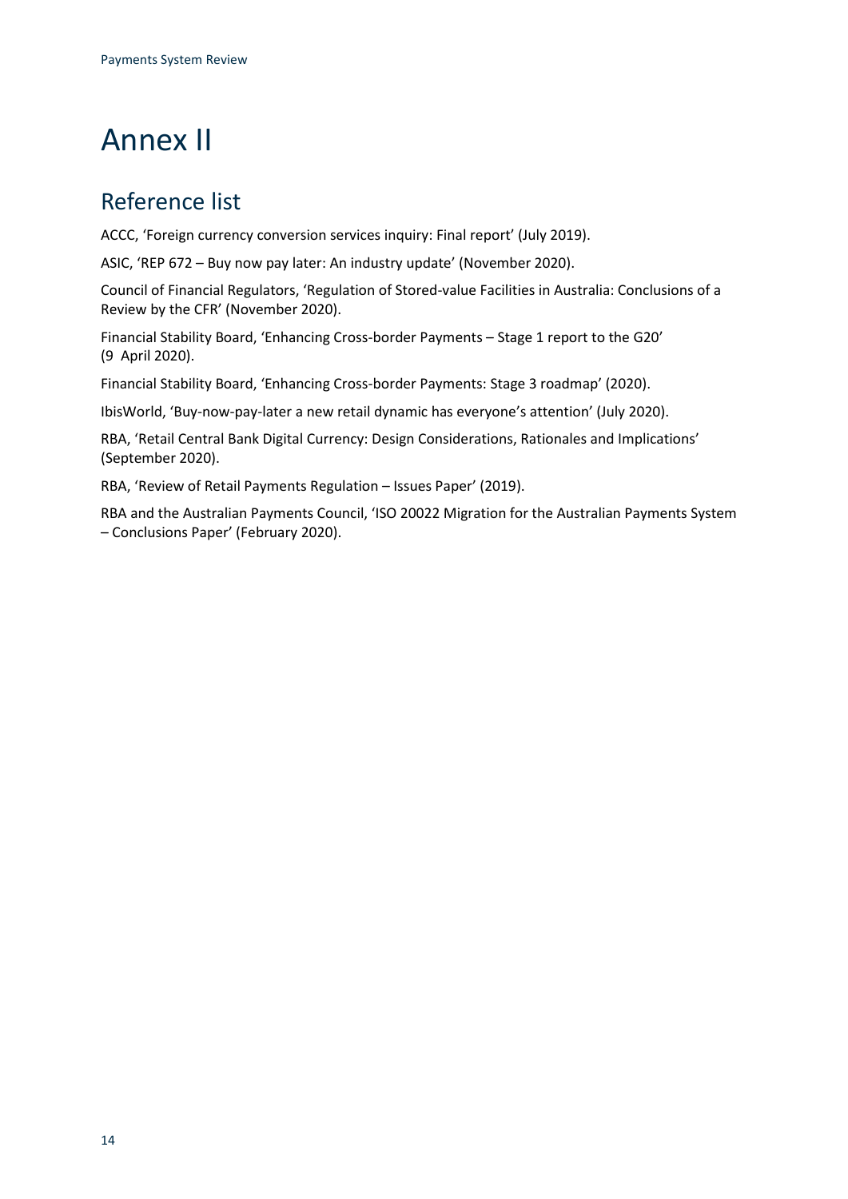# Annex II

## Reference list

ACCC, 'Foreign currency conversion services inquiry: Final report' (July 2019).

ASIC, 'REP 672 – Buy now pay later: An industry update' (November 2020).

Council of Financial Regulators, 'Regulation of Stored-value Facilities in Australia: Conclusions of a Review by the CFR' (November 2020).

Financial Stability Board, 'Enhancing Cross-border Payments – Stage 1 report to the G20' (9 April 2020).

Financial Stability Board, 'Enhancing Cross-border Payments: Stage 3 roadmap' (2020).

IbisWorld, 'Buy-now-pay-later a new retail dynamic has everyone's attention' (July 2020).

RBA, 'Retail Central Bank Digital Currency: Design Considerations, Rationales and Implications' (September 2020).

RBA, 'Review of Retail Payments Regulation – Issues Paper' (2019).

RBA and the Australian Payments Council, 'ISO 20022 Migration for the Australian Payments System – Conclusions Paper' (February 2020).